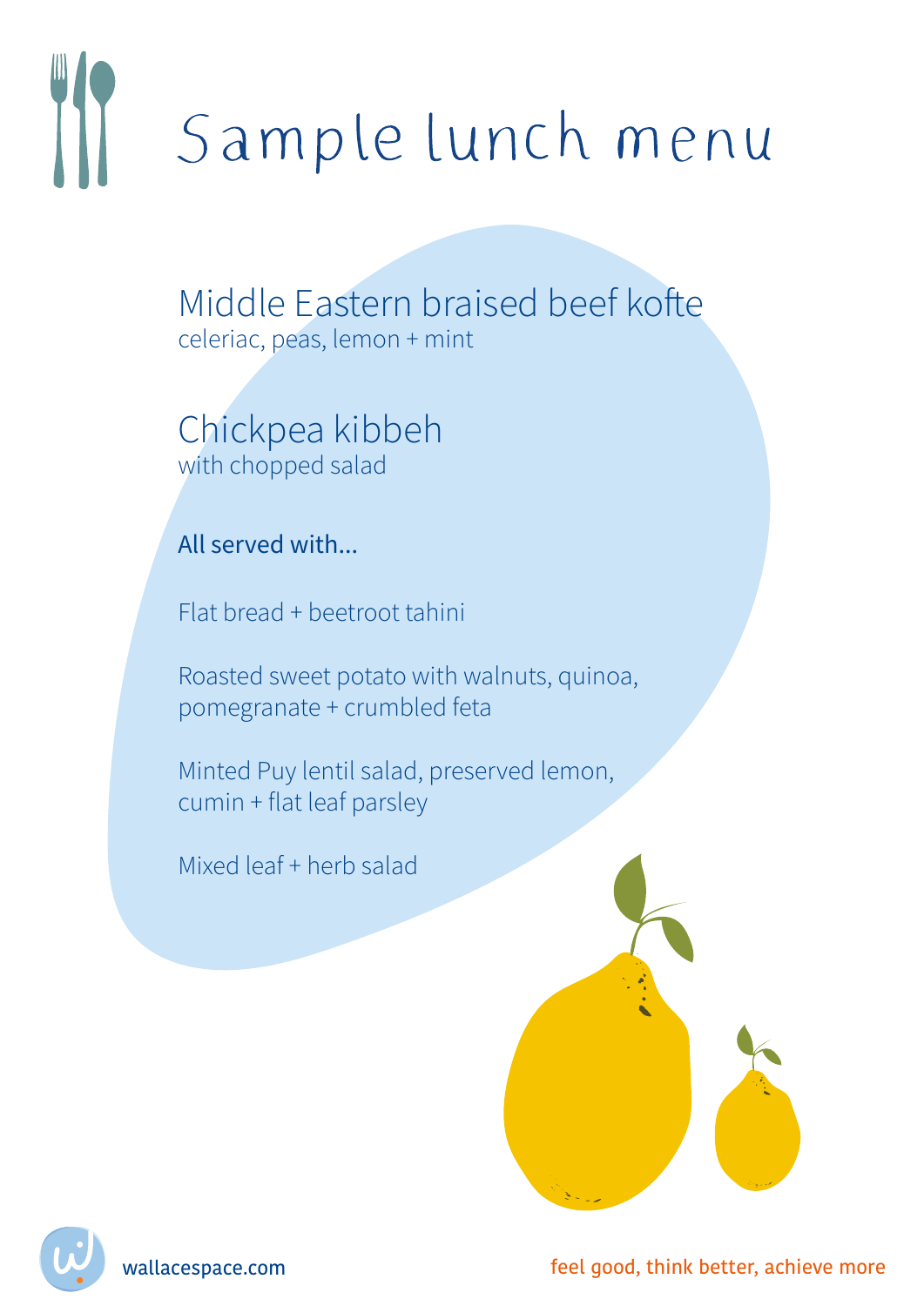# Sample lunch menu

## Middle Eastern braised beef kofte

celeriac, peas, lemon + mint

## Chickpea kibbeh

with chopped salad

### All served with...

Flat bread + beetroot tahini

Roasted sweet potato with walnuts, quinoa, pomegranate + crumbled feta

Minted Puy lentil salad, preserved lemon, cumin + flat leaf parsley

Mixed leaf + herb salad

wallacespace.com

feel good, think better, achieve more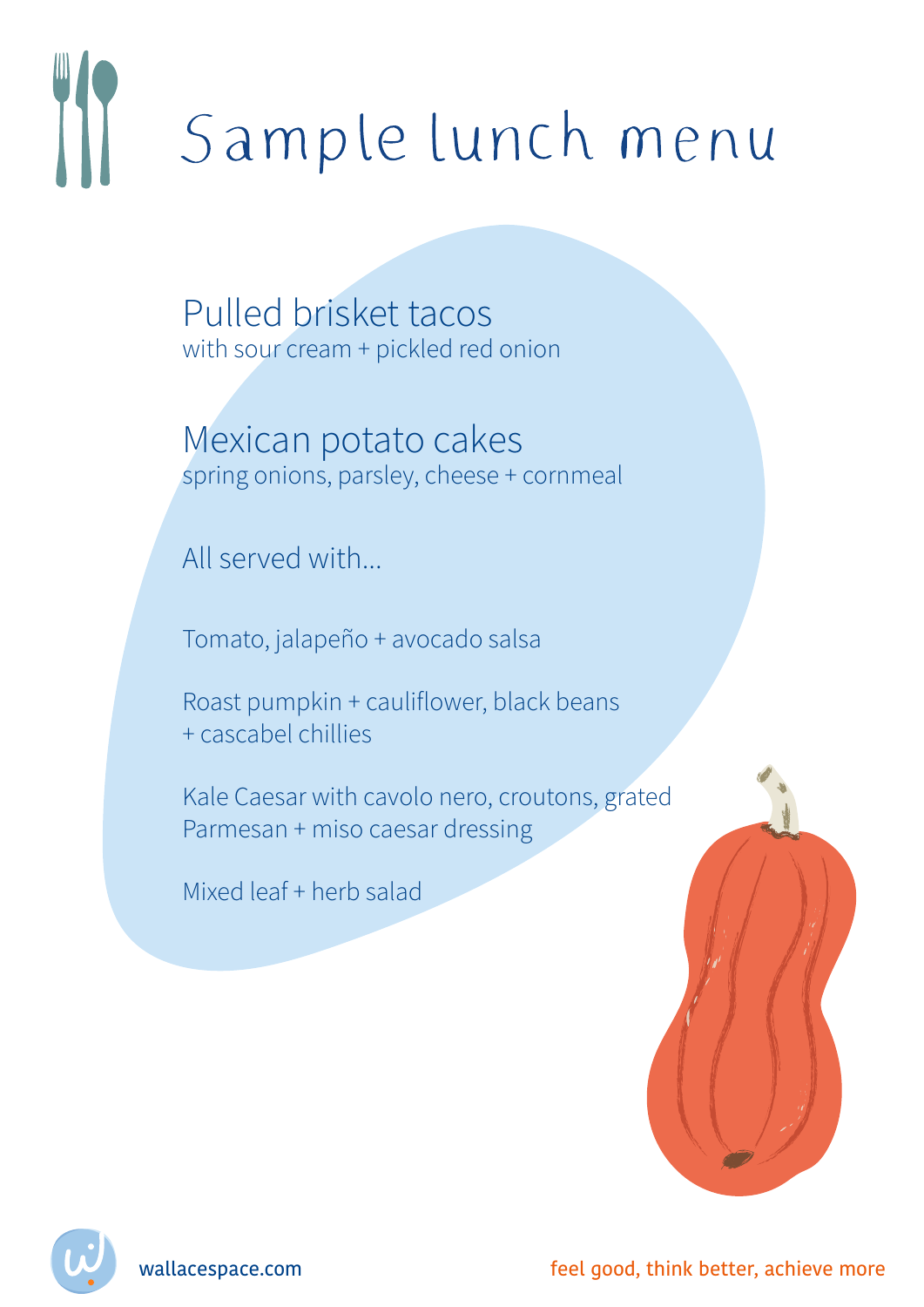# Sample lunch menu

## Pulled brisket tacos
with sour cream + pickled red onion

## Mexican potato cakes
spring onions, parsley, cheese + cornmeal

All served with...

Tomato, jalapeño + avocado salsa

Roast pumpkin + cauliflower, black beans + cascabel chillies

Kale Caesar with cavolo nero, croutons, grated Parmesan + miso caesar dressing

Mixed leaf + herb salad

wallacespace.com

feel good, think better, achieve more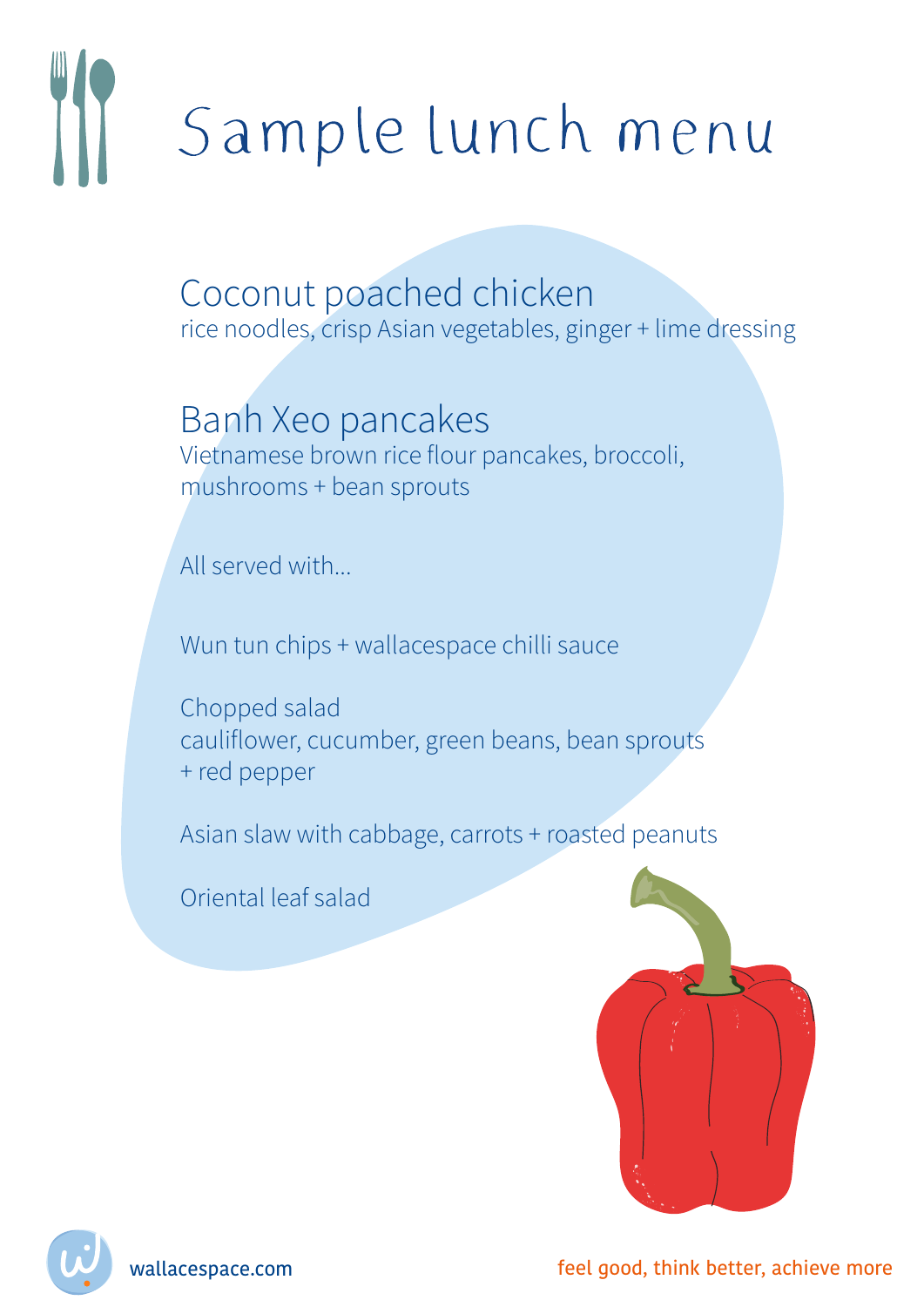# Sample lunch menu

## Coconut poached chicken

rice noodles, crisp Asian vegetables, ginger + lime dressing

## Banh Xeo pancakes

Vietnamese brown rice flour pancakes, broccoli, mushrooms + bean sprouts

All served with...

Wun tun chips + wallacespace chilli sauce

Chopped salad
cauliflower, cucumber, green beans, bean sprouts + red pepper

Asian slaw with cabbage, carrots + roasted peanuts

Oriental leaf salad

wallacespace.com

feel good, think better, achieve more